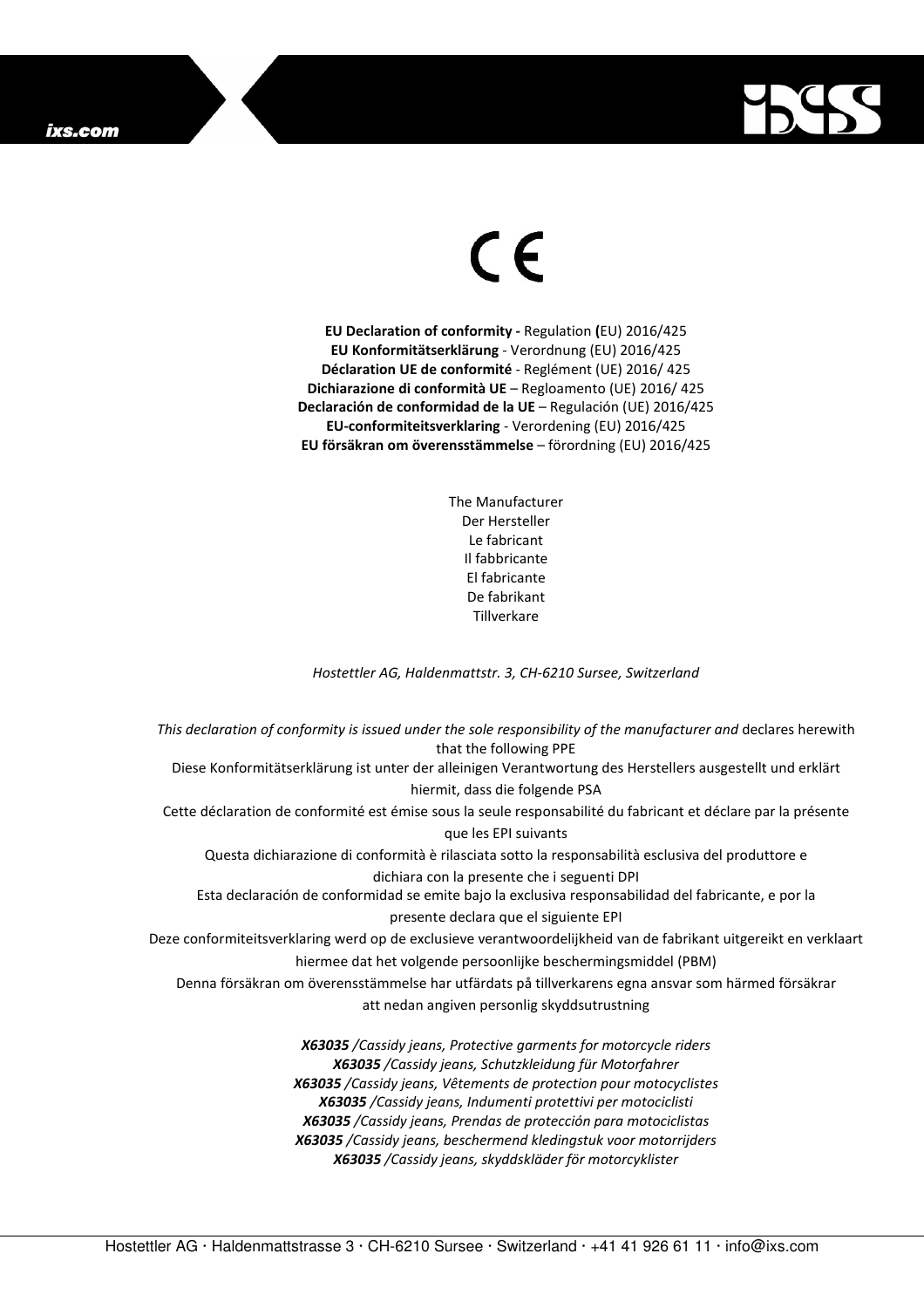CE

**EU Declaration of conformity -** Regulation **(**EU) 2016/425
**EU Konformitätserklärung** - Verordnung (EU) 2016/425
**Déclaration UE de conformité** - Reglément (UE) 2016/ 425
**Dichiarazione di conformità UE** – Regloamento (UE) 2016/ 425
**Declaración de conformidad de la UE** – Regulación (UE) 2016/425
**EU-conformiteitsverklaring** - Verordening (EU) 2016/425
**EU försäkran om överensstämmelse** – förordning (EU) 2016/425

The Manufacturer
Der Hersteller
Le fabricant
Il fabbricante
El fabricante
De fabrikant
Tillverkare

*Hostettler AG, Haldenmattstr. 3, CH-6210 Sursee, Switzerland*

*This declaration of conformity is issued under the sole responsibility of the manufacturer and* declares herewith that the following PPE
Diese Konformitätserklärung ist unter der alleinigen Verantwortung des Herstellers ausgestellt und erklärt hiermit, dass die folgende PSA
Cette déclaration de conformité est émise sous la seule responsabilité du fabricant et déclare par la présente que les EPI suivants
Questa dichiarazione di conformità è rilasciata sotto la responsabilità esclusiva del produttore e dichiara con la presente che i seguenti DPI
Esta declaración de conformidad se emite bajo la exclusiva responsabilidad del fabricante, e por la presente declara que el siguiente EPI
Deze conformiteitsverklaring werd op de exclusieve verantwoordelijkheid van de fabrikant uitgereikt en verklaart hiermee dat het volgende persoonlijke beschermingsmiddel (PBM)
Denna försäkran om överensstämmelse har utfärdats på tillverkarens egna ansvar som härmed försäkrar att nedan angiven personlig skyddsutrustning

***X63035** /Cassidy jeans, Protective garments for motorcycle riders*
***X63035** /Cassidy jeans, Schutzkleidung für Motorfahrer*
***X63035** /Cassidy jeans, Vêtements de protection pour motocyclistes*
***X63035** /Cassidy jeans, Indumenti protettivi per motociclisti*
***X63035** /Cassidy jeans, Prendas de protección para motociclistas*
***X63035** /Cassidy jeans, beschermend kledingstuk voor motorrijders*
***X63035** /Cassidy jeans, skyddskläder för motorcyklister*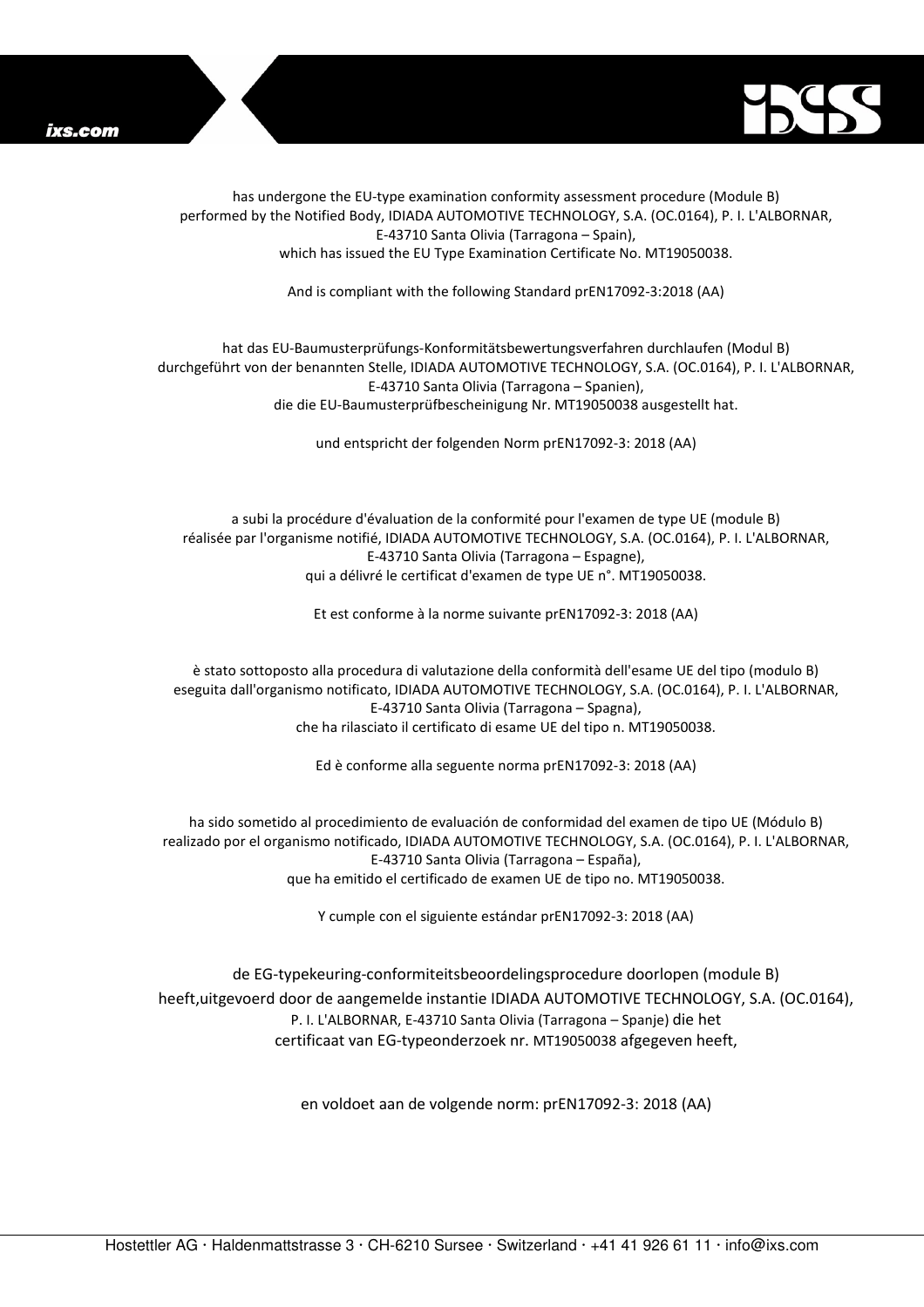has undergone the EU-type examination conformity assessment procedure (Module B) performed by the Notified Body, IDIADA AUTOMOTIVE TECHNOLOGY, S.A. (OC.0164), P. I. L'ALBORNAR, E-43710 Santa Olivia (Tarragona – Spain), which has issued the EU Type Examination Certificate No. MT19050038.

And is compliant with the following Standard prEN17092-3:2018 (AA)

hat das EU-Baumusterprüfungs-Konformitätsbewertungsverfahren durchlaufen (Modul B) durchgeführt von der benannten Stelle, IDIADA AUTOMOTIVE TECHNOLOGY, S.A. (OC.0164), P. I. L'ALBORNAR, E-43710 Santa Olivia (Tarragona – Spanien), die die EU-Baumusterprüfbescheinigung Nr. MT19050038 ausgestellt hat.

und entspricht der folgenden Norm prEN17092-3: 2018 (AA)

a subi la procédure d'évaluation de la conformité pour l'examen de type UE (module B) réalisée par l'organisme notifié, IDIADA AUTOMOTIVE TECHNOLOGY, S.A. (OC.0164), P. I. L'ALBORNAR, E-43710 Santa Olivia (Tarragona – Espagne), qui a délivré le certificat d'examen de type UE n°. MT19050038.

Et est conforme à la norme suivante prEN17092-3: 2018 (AA)

è stato sottoposto alla procedura di valutazione della conformità dell'esame UE del tipo (modulo B) eseguita dall'organismo notificato, IDIADA AUTOMOTIVE TECHNOLOGY, S.A. (OC.0164), P. I. L'ALBORNAR, E-43710 Santa Olivia (Tarragona – Spagna), che ha rilasciato il certificato di esame UE del tipo n. MT19050038.

Ed è conforme alla seguente norma prEN17092-3: 2018 (AA)

ha sido sometido al procedimiento de evaluación de conformidad del examen de tipo UE (Módulo B) realizado por el organismo notificado, IDIADA AUTOMOTIVE TECHNOLOGY, S.A. (OC.0164), P. I. L'ALBORNAR, E-43710 Santa Olivia (Tarragona – España), que ha emitido el certificado de examen UE de tipo no. MT19050038.

Y cumple con el siguiente estándar prEN17092-3: 2018 (AA)

de EG-typekeuring-conformiteitsbeoordelingsprocedure doorlopen (module B) heeft,uitgevoerd door de aangemelde instantie IDIADA AUTOMOTIVE TECHNOLOGY, S.A. (OC.0164), P. I. L'ALBORNAR, E-43710 Santa Olivia (Tarragona – Spanje) die het certificaat van EG-typeonderzoek nr. MT19050038 afgegeven heeft,

en voldoet aan de volgende norm: prEN17092-3: 2018 (AA)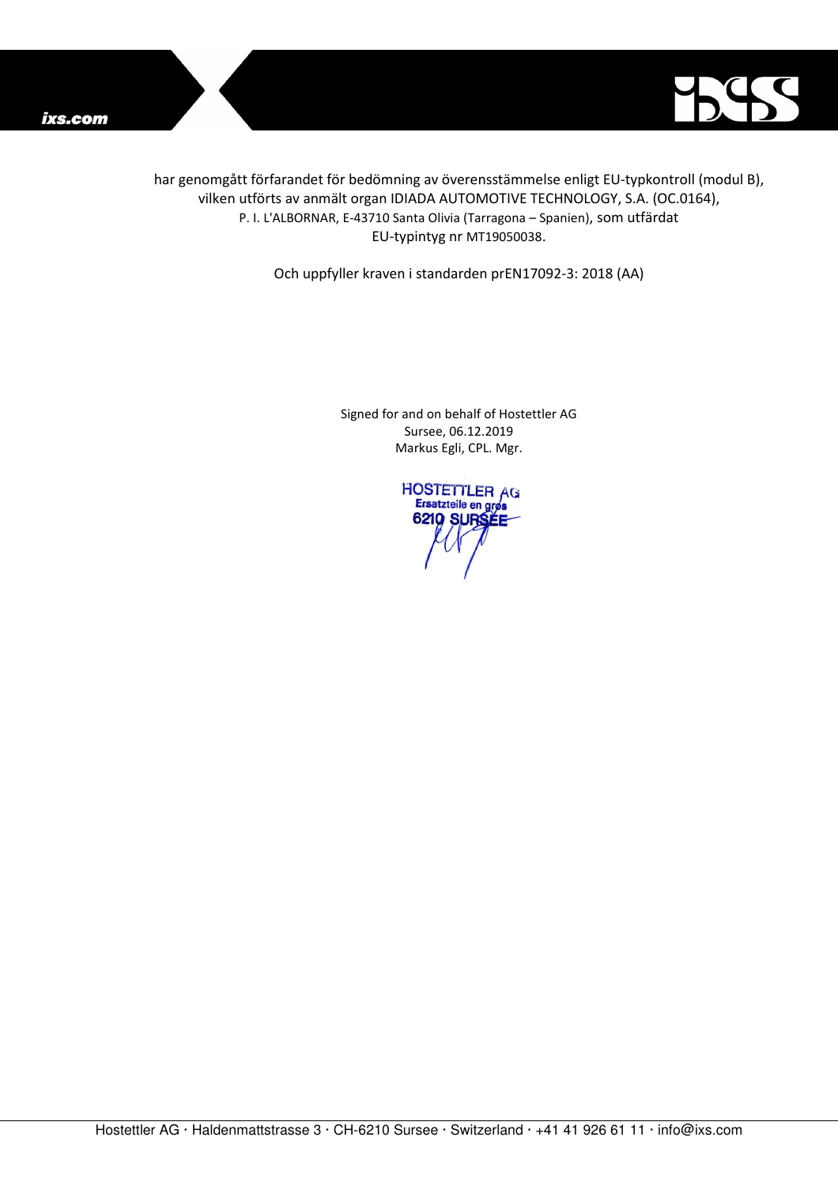har genomgått förfarandet för bedömning av överensstämmelse enligt EU-typkontroll (modul B), vilken utförts av anmält organ IDIADA AUTOMOTIVE TECHNOLOGY, S.A. (OC.0164), P. I. L'ALBORNAR, E-43710 Santa Olivia (Tarragona – Spanien), som utfärdat EU-typintyg nr MT19050038.

Och uppfyller kraven i standarden prEN17092-3: 2018 (AA)

Signed for and on behalf of Hostettler AG
Sursee, 06.12.2019
Markus Egli, CPL. Mgr.

HOSTETTLER AG
Ersatzteile en gros
6210 SURSEE